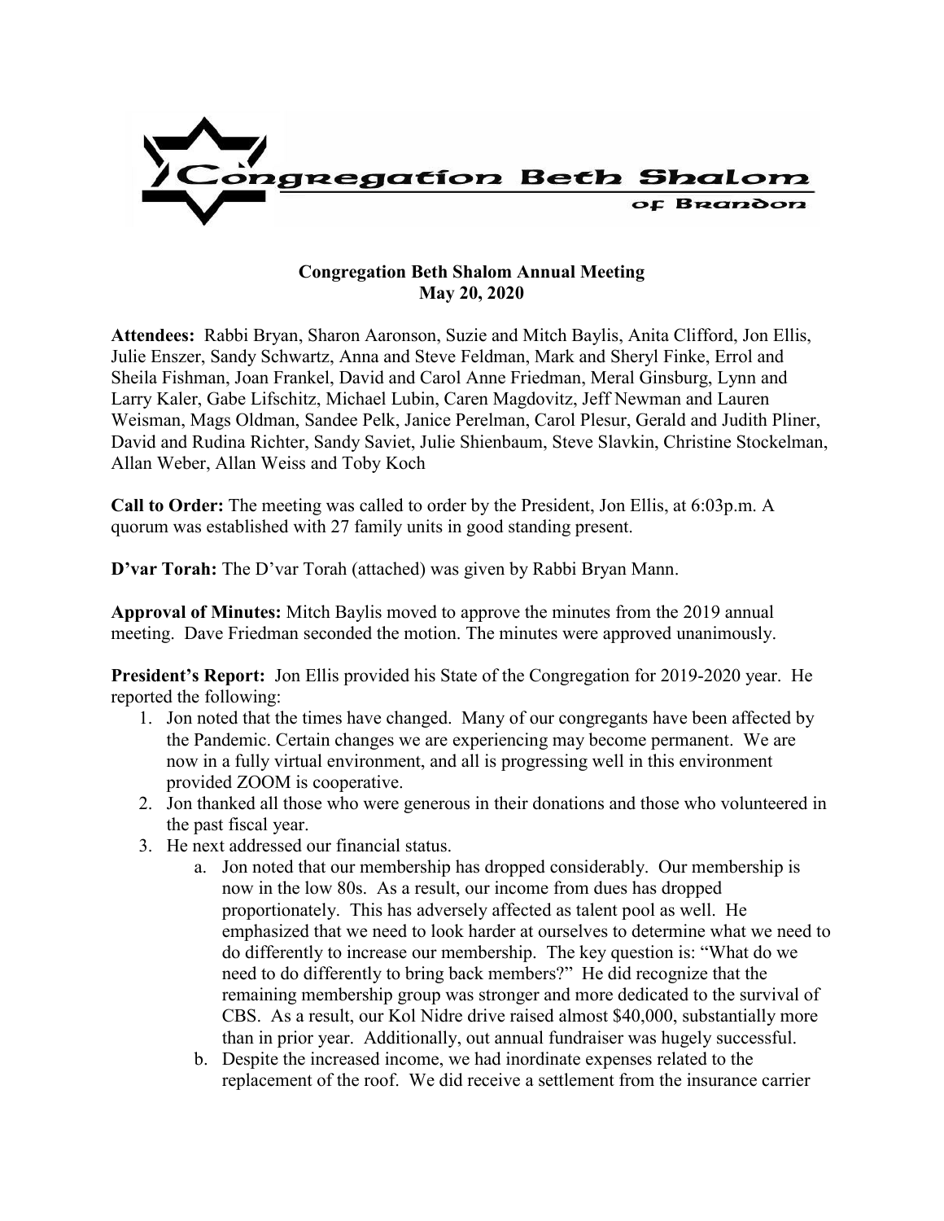Congregation Beth Shalom of Brandon

**Congregation Beth Shalom Annual Meeting**
**May 20, 2020**

**Attendees:** Rabbi Bryan, Sharon Aaronson, Suzie and Mitch Baylis, Anita Clifford, Jon Ellis, Julie Enszer, Sandy Schwartz, Anna and Steve Feldman, Mark and Sheryl Finke, Errol and Sheila Fishman, Joan Frankel, David and Carol Anne Friedman, Meral Ginsburg, Lynn and Larry Kaler, Gabe Lifschitz, Michael Lubin, Caren Magdovitz, Jeff Newman and Lauren Weisman, Mags Oldman, Sandee Pelk, Janice Perelman, Carol Plesur, Gerald and Judith Pliner, David and Rudina Richter, Sandy Saviet, Julie Shienbaum, Steve Slavkin, Christine Stockelman, Allan Weber, Allan Weiss and Toby Koch

**Call to Order:** The meeting was called to order by the President, Jon Ellis, at 6:03p.m. A quorum was established with 27 family units in good standing present.

**D'var Torah:** The D'var Torah (attached) was given by Rabbi Bryan Mann.

**Approval of Minutes:** Mitch Baylis moved to approve the minutes from the 2019 annual meeting. Dave Friedman seconded the motion. The minutes were approved unanimously.

**President's Report:** Jon Ellis provided his State of the Congregation for 2019-2020 year. He reported the following:

1. Jon noted that the times have changed. Many of our congregants have been affected by the Pandemic. Certain changes we are experiencing may become permanent. We are now in a fully virtual environment, and all is progressing well in this environment provided ZOOM is cooperative.
2. Jon thanked all those who were generous in their donations and those who volunteered in the past fiscal year.
3. He next addressed our financial status.
   a. Jon noted that our membership has dropped considerably. Our membership is now in the low 80s. As a result, our income from dues has dropped proportionately. This has adversely affected as talent pool as well. He emphasized that we need to look harder at ourselves to determine what we need to do differently to increase our membership. The key question is: "What do we need to do differently to bring back members?" He did recognize that the remaining membership group was stronger and more dedicated to the survival of CBS. As a result, our Kol Nidre drive raised almost $40,000, substantially more than in prior year. Additionally, out annual fundraiser was hugely successful.
   b. Despite the increased income, we had inordinate expenses related to the replacement of the roof. We did receive a settlement from the insurance carrier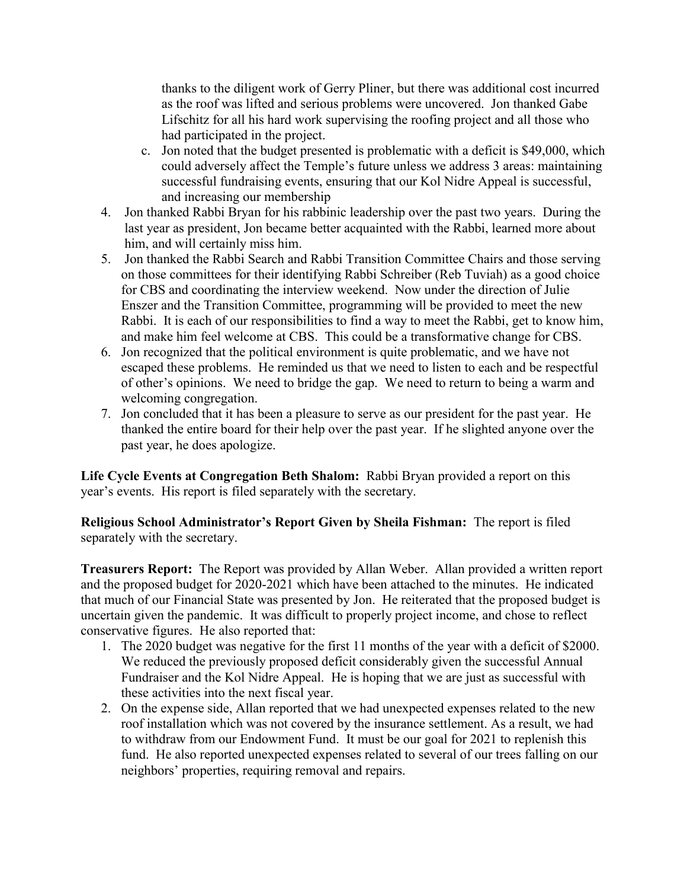thanks to the diligent work of Gerry Pliner, but there was additional cost incurred as the roof was lifted and serious problems were uncovered. Jon thanked Gabe Lifschitz for all his hard work supervising the roofing project and all those who had participated in the project.

   c. Jon noted that the budget presented is problematic with a deficit is $49,000, which could adversely affect the Temple's future unless we address 3 areas: maintaining successful fundraising events, ensuring that our Kol Nidre Appeal is successful, and increasing our membership

4. Jon thanked Rabbi Bryan for his rabbinic leadership over the past two years. During the last year as president, Jon became better acquainted with the Rabbi, learned more about him, and will certainly miss him.
5. Jon thanked the Rabbi Search and Rabbi Transition Committee Chairs and those serving on those committees for their identifying Rabbi Schreiber (Reb Tuviah) as a good choice for CBS and coordinating the interview weekend. Now under the direction of Julie Enszer and the Transition Committee, programming will be provided to meet the new Rabbi. It is each of our responsibilities to find a way to meet the Rabbi, get to know him, and make him feel welcome at CBS. This could be a transformative change for CBS.
6. Jon recognized that the political environment is quite problematic, and we have not escaped these problems. He reminded us that we need to listen to each and be respectful of other's opinions. We need to bridge the gap. We need to return to being a warm and welcoming congregation.
7. Jon concluded that it has been a pleasure to serve as our president for the past year. He thanked the entire board for their help over the past year. If he slighted anyone over the past year, he does apologize.

**Life Cycle Events at Congregation Beth Shalom:** Rabbi Bryan provided a report on this year's events. His report is filed separately with the secretary.

**Religious School Administrator's Report Given by Sheila Fishman:** The report is filed separately with the secretary.

**Treasurers Report:** The Report was provided by Allan Weber. Allan provided a written report and the proposed budget for 2020-2021 which have been attached to the minutes. He indicated that much of our Financial State was presented by Jon. He reiterated that the proposed budget is uncertain given the pandemic. It was difficult to properly project income, and chose to reflect conservative figures. He also reported that:

1. The 2020 budget was negative for the first 11 months of the year with a deficit of $2000. We reduced the previously proposed deficit considerably given the successful Annual Fundraiser and the Kol Nidre Appeal. He is hoping that we are just as successful with these activities into the next fiscal year.
2. On the expense side, Allan reported that we had unexpected expenses related to the new roof installation which was not covered by the insurance settlement. As a result, we had to withdraw from our Endowment Fund. It must be our goal for 2021 to replenish this fund. He also reported unexpected expenses related to several of our trees falling on our neighbors' properties, requiring removal and repairs.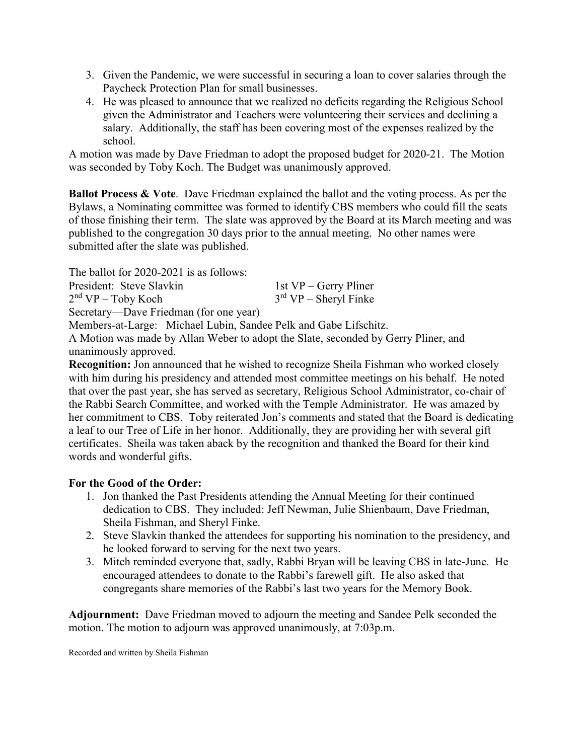3. Given the Pandemic, we were successful in securing a loan to cover salaries through the Paycheck Protection Plan for small businesses.
4. He was pleased to announce that we realized no deficits regarding the Religious School given the Administrator and Teachers were volunteering their services and declining a salary. Additionally, the staff has been covering most of the expenses realized by the school.

A motion was made by Dave Friedman to adopt the proposed budget for 2020-21. The Motion was seconded by Toby Koch. The Budget was unanimously approved.

**Ballot Process & Vote**. Dave Friedman explained the ballot and the voting process. As per the Bylaws, a Nominating committee was formed to identify CBS members who could fill the seats of those finishing their term. The slate was approved by the Board at its March meeting and was published to the congregation 30 days prior to the annual meeting. No other names were submitted after the slate was published.

The ballot for 2020-2021 is as follows:

President: Steve Slavkin
1st VP – Gerry Pliner
2nd VP – Toby Koch
3rd VP – Sheryl Finke
Secretary—Dave Friedman (for one year)
Members-at-Large: Michael Lubin, Sandee Pelk and Gabe Lifschitz.

A Motion was made by Allan Weber to adopt the Slate, seconded by Gerry Pliner, and unanimously approved.

**Recognition:** Jon announced that he wished to recognize Sheila Fishman who worked closely with him during his presidency and attended most committee meetings on his behalf. He noted that over the past year, she has served as secretary, Religious School Administrator, co-chair of the Rabbi Search Committee, and worked with the Temple Administrator. He was amazed by her commitment to CBS. Toby reiterated Jon's comments and stated that the Board is dedicating a leaf to our Tree of Life in her honor. Additionally, they are providing her with several gift certificates. Sheila was taken aback by the recognition and thanked the Board for their kind words and wonderful gifts.

**For the Good of the Order:**

1. Jon thanked the Past Presidents attending the Annual Meeting for their continued dedication to CBS. They included: Jeff Newman, Julie Shienbaum, Dave Friedman, Sheila Fishman, and Sheryl Finke.
2. Steve Slavkin thanked the attendees for supporting his nomination to the presidency, and he looked forward to serving for the next two years.
3. Mitch reminded everyone that, sadly, Rabbi Bryan will be leaving CBS in late-June. He encouraged attendees to donate to the Rabbi's farewell gift. He also asked that congregants share memories of the Rabbi's last two years for the Memory Book.

**Adjournment:** Dave Friedman moved to adjourn the meeting and Sandee Pelk seconded the motion. The motion to adjourn was approved unanimously, at 7:03p.m.

Recorded and written by Sheila Fishman